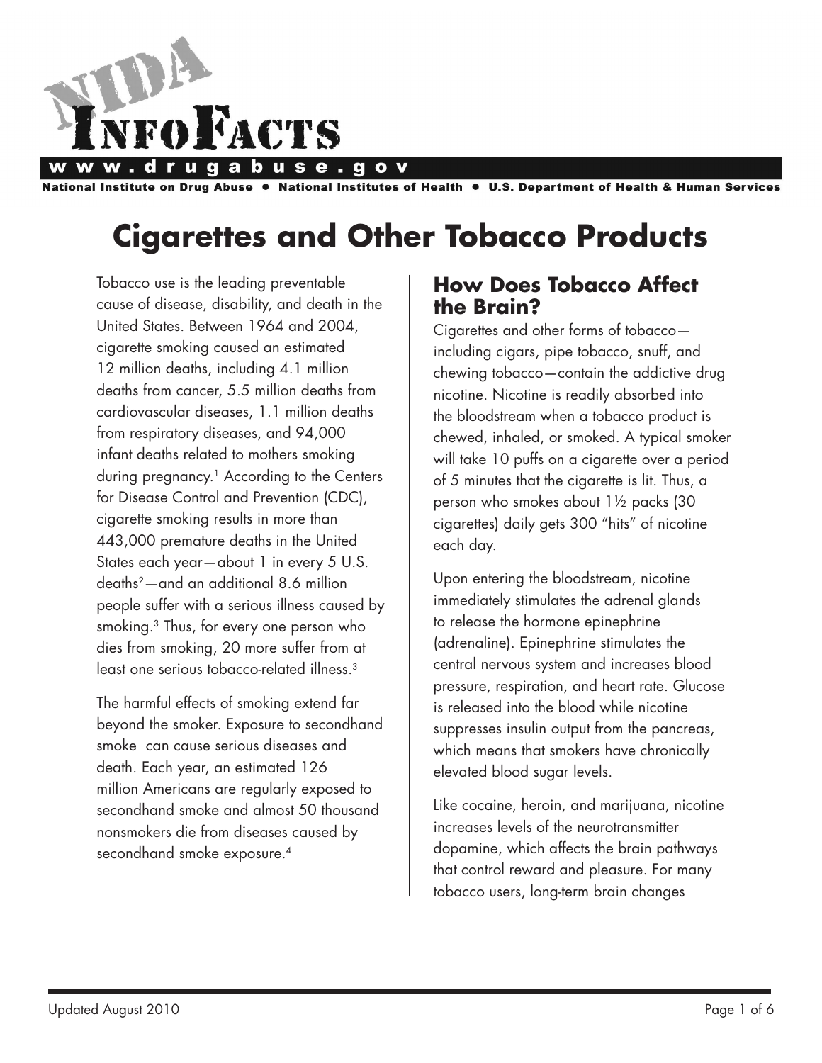# NIDA InfoFacts

www.drugabuse.gov

National Institute on Drug Abuse • National Institutes of Health • U.S. Department of Health & Human Services

# Cigarettes and Other Tobacco Products

Tobacco use is the leading preventable cause of disease, disability, and death in the United States. Between 1964 and 2004, cigarette smoking caused an estimated 12 million deaths, including 4.1 million deaths from cancer, 5.5 million deaths from cardiovascular diseases, 1.1 million deaths from respiratory diseases, and 94,000 infant deaths related to mothers smoking during pregnancy.[1] According to the Centers for Disease Control and Prevention (CDC), cigarette smoking results in more than 443,000 premature deaths in the United States each year—about 1 in every 5 U.S. deaths[2]—and an additional 8.6 million people suffer with a serious illness caused by smoking.[3] Thus, for every one person who dies from smoking, 20 more suffer from at least one serious tobacco-related illness.[3]

The harmful effects of smoking extend far beyond the smoker. Exposure to secondhand smoke can cause serious diseases and death. Each year, an estimated 126 million Americans are regularly exposed to secondhand smoke and almost 50 thousand nonsmokers die from diseases caused by secondhand smoke exposure.[4]

## How Does Tobacco Affect the Brain?

Cigarettes and other forms of tobacco—including cigars, pipe tobacco, snuff, and chewing tobacco—contain the addictive drug nicotine. Nicotine is readily absorbed into the bloodstream when a tobacco product is chewed, inhaled, or smoked. A typical smoker will take 10 puffs on a cigarette over a period of 5 minutes that the cigarette is lit. Thus, a person who smokes about 1½ packs (30 cigarettes) daily gets 300 "hits" of nicotine each day.

Upon entering the bloodstream, nicotine immediately stimulates the adrenal glands to release the hormone epinephrine (adrenaline). Epinephrine stimulates the central nervous system and increases blood pressure, respiration, and heart rate. Glucose is released into the blood while nicotine suppresses insulin output from the pancreas, which means that smokers have chronically elevated blood sugar levels.

Like cocaine, heroin, and marijuana, nicotine increases levels of the neurotransmitter dopamine, which affects the brain pathways that control reward and pleasure. For many tobacco users, long-term brain changes

Updated August 2010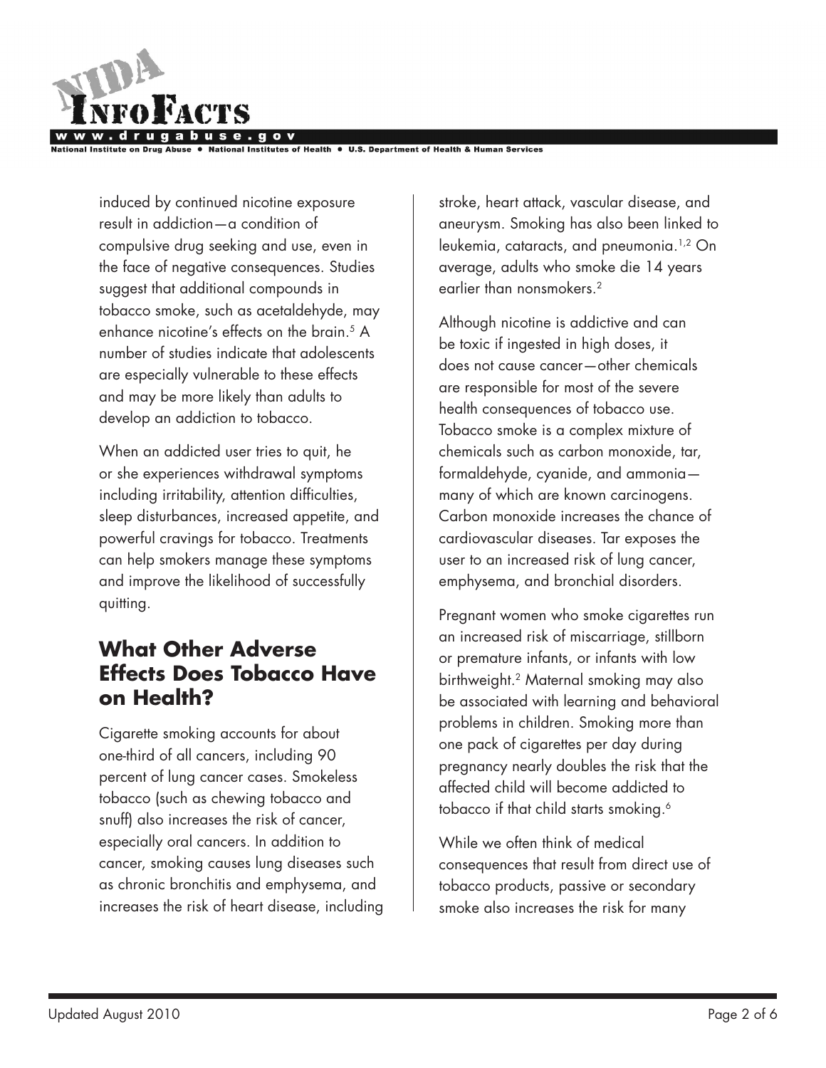induced by continued nicotine exposure result in addiction—a condition of compulsive drug seeking and use, even in the face of negative consequences. Studies suggest that additional compounds in tobacco smoke, such as acetaldehyde, may enhance nicotine's effects on the brain.[5] A number of studies indicate that adolescents are especially vulnerable to these effects and may be more likely than adults to develop an addiction to tobacco.

When an addicted user tries to quit, he or she experiences withdrawal symptoms including irritability, attention difficulties, sleep disturbances, increased appetite, and powerful cravings for tobacco. Treatments can help smokers manage these symptoms and improve the likelihood of successfully quitting.

## What Other Adverse Effects Does Tobacco Have on Health?

Cigarette smoking accounts for about one-third of all cancers, including 90 percent of lung cancer cases. Smokeless tobacco (such as chewing tobacco and snuff) also increases the risk of cancer, especially oral cancers. In addition to cancer, smoking causes lung diseases such as chronic bronchitis and emphysema, and increases the risk of heart disease, including stroke, heart attack, vascular disease, and aneurysm. Smoking has also been linked to leukemia, cataracts, and pneumonia.[1,2] On average, adults who smoke die 14 years earlier than nonsmokers.[2]

Although nicotine is addictive and can be toxic if ingested in high doses, it does not cause cancer—other chemicals are responsible for most of the severe health consequences of tobacco use. Tobacco smoke is a complex mixture of chemicals such as carbon monoxide, tar, formaldehyde, cyanide, and ammonia—many of which are known carcinogens. Carbon monoxide increases the chance of cardiovascular diseases. Tar exposes the user to an increased risk of lung cancer, emphysema, and bronchial disorders.

Pregnant women who smoke cigarettes run an increased risk of miscarriage, stillborn or premature infants, or infants with low birthweight.[2] Maternal smoking may also be associated with learning and behavioral problems in children. Smoking more than one pack of cigarettes per day during pregnancy nearly doubles the risk that the affected child will become addicted to tobacco if that child starts smoking.[6]

While we often think of medical consequences that result from direct use of tobacco products, passive or secondary smoke also increases the risk for many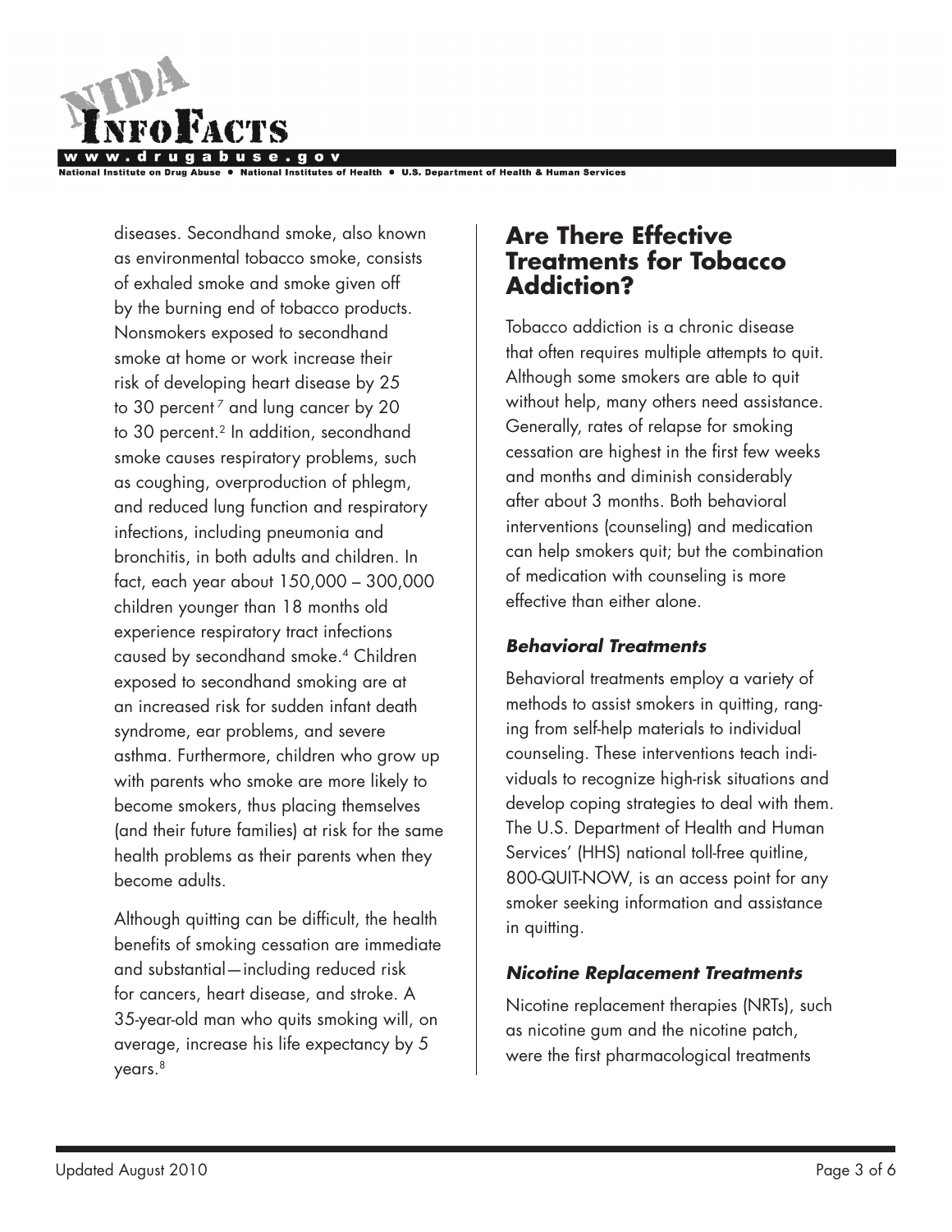diseases. Secondhand smoke, also known as environmental tobacco smoke, consists of exhaled smoke and smoke given off by the burning end of tobacco products. Nonsmokers exposed to secondhand smoke at home or work increase their risk of developing heart disease by 25 to 30 percent[7] and lung cancer by 20 to 30 percent.[2] In addition, secondhand smoke causes respiratory problems, such as coughing, overproduction of phlegm, and reduced lung function and respiratory infections, including pneumonia and bronchitis, in both adults and children. In fact, each year about 150,000 – 300,000 children younger than 18 months old experience respiratory tract infections caused by secondhand smoke.[4] Children exposed to secondhand smoking are at an increased risk for sudden infant death syndrome, ear problems, and severe asthma. Furthermore, children who grow up with parents who smoke are more likely to become smokers, thus placing themselves (and their future families) at risk for the same health problems as their parents when they become adults.

Although quitting can be difficult, the health benefits of smoking cessation are immediate and substantial—including reduced risk for cancers, heart disease, and stroke. A 35-year-old man who quits smoking will, on average, increase his life expectancy by 5 years.[8]

## Are There Effective Treatments for Tobacco Addiction?

Tobacco addiction is a chronic disease that often requires multiple attempts to quit. Although some smokers are able to quit without help, many others need assistance. Generally, rates of relapse for smoking cessation are highest in the first few weeks and months and diminish considerably after about 3 months. Both behavioral interventions (counseling) and medication can help smokers quit; but the combination of medication with counseling is more effective than either alone.

### *Behavioral Treatments*

Behavioral treatments employ a variety of methods to assist smokers in quitting, ranging from self-help materials to individual counseling. These interventions teach individuals to recognize high-risk situations and develop coping strategies to deal with them. The U.S. Department of Health and Human Services' (HHS) national toll-free quitline, 800-QUIT-NOW, is an access point for any smoker seeking information and assistance in quitting.

### *Nicotine Replacement Treatments*

Nicotine replacement therapies (NRTs), such as nicotine gum and the nicotine patch, were the first pharmacological treatments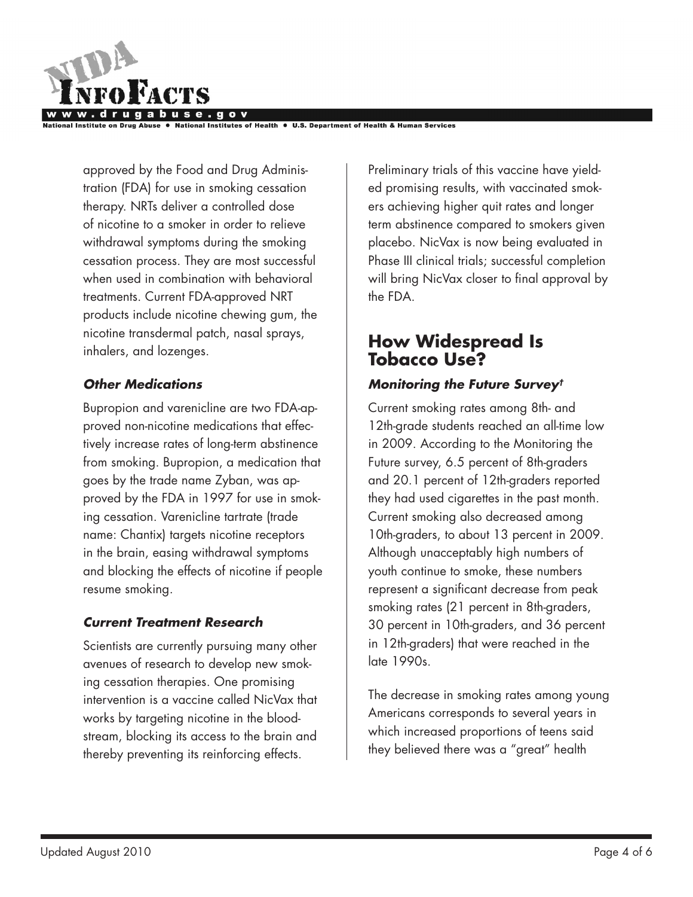approved by the Food and Drug Administration (FDA) for use in smoking cessation therapy. NRTs deliver a controlled dose of nicotine to a smoker in order to relieve withdrawal symptoms during the smoking cessation process. They are most successful when used in combination with behavioral treatments. Current FDA-approved NRT products include nicotine chewing gum, the nicotine transdermal patch, nasal sprays, inhalers, and lozenges.

### *Other Medications*

Bupropion and varenicline are two FDA-approved non-nicotine medications that effectively increase rates of long-term abstinence from smoking. Bupropion, a medication that goes by the trade name Zyban, was approved by the FDA in 1997 for use in smoking cessation. Varenicline tartrate (trade name: Chantix) targets nicotine receptors in the brain, easing withdrawal symptoms and blocking the effects of nicotine if people resume smoking.

### *Current Treatment Research*

Scientists are currently pursuing many other avenues of research to develop new smoking cessation therapies. One promising intervention is a vaccine called NicVax that works by targeting nicotine in the bloodstream, blocking its access to the brain and thereby preventing its reinforcing effects. Preliminary trials of this vaccine have yielded promising results, with vaccinated smokers achieving higher quit rates and longer term abstinence compared to smokers given placebo. NicVax is now being evaluated in Phase III clinical trials; successful completion will bring NicVax closer to final approval by the FDA.

## How Widespread Is Tobacco Use?

### *Monitoring the Future Survey†*

Current smoking rates among 8th- and 12th-grade students reached an all-time low in 2009. According to the Monitoring the Future survey, 6.5 percent of 8th-graders and 20.1 percent of 12th-graders reported they had used cigarettes in the past month. Current smoking also decreased among 10th-graders, to about 13 percent in 2009. Although unacceptably high numbers of youth continue to smoke, these numbers represent a significant decrease from peak smoking rates (21 percent in 8th-graders, 30 percent in 10th-graders, and 36 percent in 12th-graders) that were reached in the late 1990s.

The decrease in smoking rates among young Americans corresponds to several years in which increased proportions of teens said they believed there was a "great" health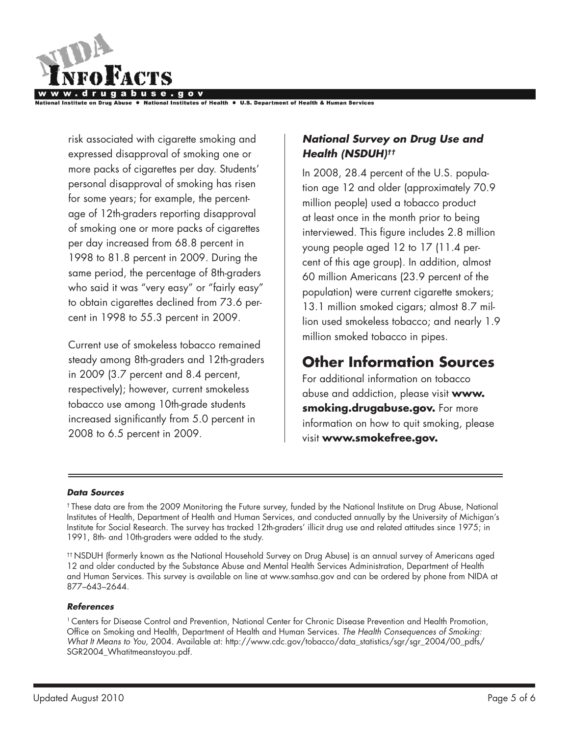risk associated with cigarette smoking and expressed disapproval of smoking one or more packs of cigarettes per day. Students' personal disapproval of smoking has risen for some years; for example, the percentage of 12th-graders reporting disapproval of smoking one or more packs of cigarettes per day increased from 68.8 percent in 1998 to 81.8 percent in 2009. During the same period, the percentage of 8th-graders who said it was "very easy" or "fairly easy" to obtain cigarettes declined from 73.6 percent in 1998 to 55.3 percent in 2009.

Current use of smokeless tobacco remained steady among 8th-graders and 12th-graders in 2009 (3.7 percent and 8.4 percent, respectively); however, current smokeless tobacco use among 10th-grade students increased significantly from 5.0 percent in 2008 to 6.5 percent in 2009.

### *National Survey on Drug Use and Health (NSDUH)*[††]

In 2008, 28.4 percent of the U.S. population age 12 and older (approximately 70.9 million people) used a tobacco product at least once in the month prior to being interviewed. This figure includes 2.8 million young people aged 12 to 17 (11.4 percent of this age group). In addition, almost 60 million Americans (23.9 percent of the population) were current cigarette smokers; 13.1 million smoked cigars; almost 8.7 million used smokeless tobacco; and nearly 1.9 million smoked tobacco in pipes.

## Other Information Sources

For additional information on tobacco abuse and addiction, please visit **www.smoking.drugabuse.gov.** For more information on how to quit smoking, please visit **www.smokefree.gov.**

---

#### *Data Sources*

[†] These data are from the 2009 Monitoring the Future survey, funded by the National Institute on Drug Abuse, National Institutes of Health, Department of Health and Human Services, and conducted annually by the University of Michigan's Institute for Social Research. The survey has tracked 12th-graders' illicit drug use and related attitudes since 1975; in 1991, 8th- and 10th-graders were added to the study.

[††] NSDUH (formerly known as the National Household Survey on Drug Abuse) is an annual survey of Americans aged 12 and older conducted by the Substance Abuse and Mental Health Services Administration, Department of Health and Human Services. This survey is available on line at www.samhsa.gov and can be ordered by phone from NIDA at 877–643–2644.

#### *References*

[1] Centers for Disease Control and Prevention, National Center for Chronic Disease Prevention and Health Promotion, Office on Smoking and Health, Department of Health and Human Services. *The Health Consequences of Smoking: What It Means to You*, 2004. Available at: http://www.cdc.gov/tobacco/data_statistics/sgr/sgr_2004/00_pdfs/SGR2004_Whatitmeanstoyou.pdf.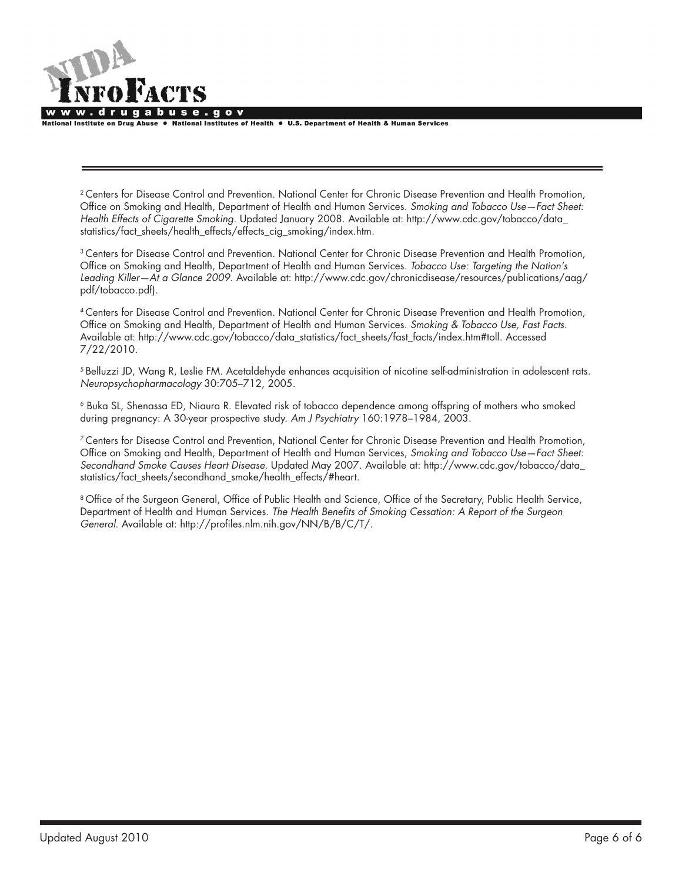[2] Centers for Disease Control and Prevention. National Center for Chronic Disease Prevention and Health Promotion, Office on Smoking and Health, Department of Health and Human Services. *Smoking and Tobacco Use—Fact Sheet: Health Effects of Cigarette Smoking.* Updated January 2008. Available at: http://www.cdc.gov/tobacco/data_statistics/fact_sheets/health_effects/effects_cig_smoking/index.htm.

[3] Centers for Disease Control and Prevention. National Center for Chronic Disease Prevention and Health Promotion, Office on Smoking and Health, Department of Health and Human Services. *Tobacco Use: Targeting the Nation's Leading Killer—At a Glance 2009.* Available at: http://www.cdc.gov/chronicdisease/resources/publications/aag/pdf/tobacco.pdf).

[4] Centers for Disease Control and Prevention. National Center for Chronic Disease Prevention and Health Promotion, Office on Smoking and Health, Department of Health and Human Services. *Smoking & Tobacco Use, Fast Facts.* Available at: http://www.cdc.gov/tobacco/data_statistics/fact_sheets/fast_facts/index.htm#toll. Accessed 7/22/2010.

[5] Belluzzi JD, Wang R, Leslie FM. Acetaldehyde enhances acquisition of nicotine self-administration in adolescent rats. *Neuropsychopharmacology* 30:705–712, 2005.

[6] Buka SL, Shenassa ED, Niaura R. Elevated risk of tobacco dependence among offspring of mothers who smoked during pregnancy: A 30-year prospective study. *Am J Psychiatry* 160:1978–1984, 2003.

[7] Centers for Disease Control and Prevention, National Center for Chronic Disease Prevention and Health Promotion, Office on Smoking and Health, Department of Health and Human Services, *Smoking and Tobacco Use—Fact Sheet: Secondhand Smoke Causes Heart Disease.* Updated May 2007. Available at: http://www.cdc.gov/tobacco/data_statistics/fact_sheets/secondhand_smoke/health_effects/#heart.

[8] Office of the Surgeon General, Office of Public Health and Science, Office of the Secretary, Public Health Service, Department of Health and Human Services. *The Health Benefits of Smoking Cessation: A Report of the Surgeon General.* Available at: http://profiles.nlm.nih.gov/NN/B/B/C/T/.